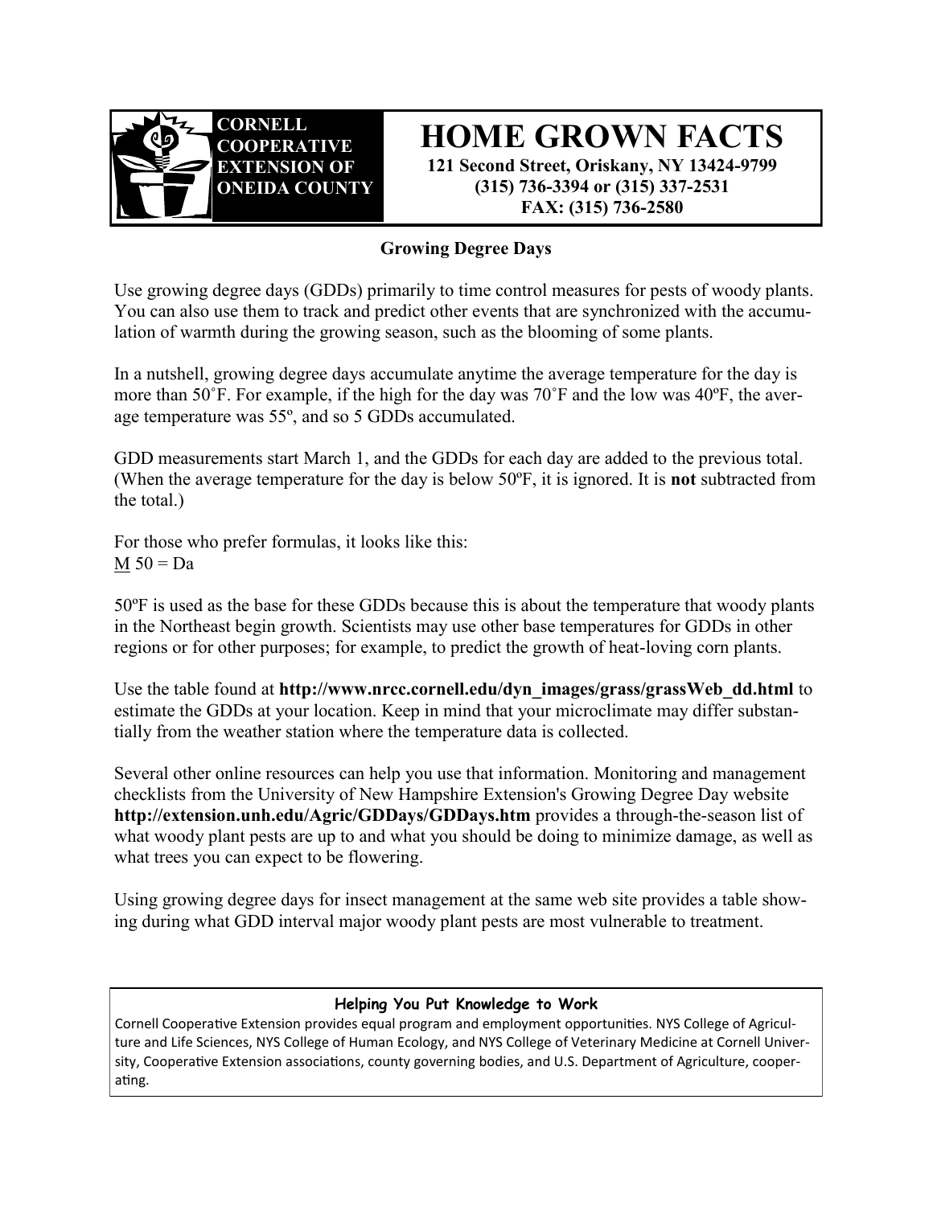**CORNELL COOPERATIVE EXTENSION OF ONEIDA COUNTY**

# HOME GROWN FACTS

**121 Second Street, Oriskany, NY 13424-9799**
**(315) 736-3394 or (315) 337-2531**
**FAX: (315) 736-2580**

## Growing Degree Days

Use growing degree days (GDDs) primarily to time control measures for pests of woody plants. You can also use them to track and predict other events that are synchronized with the accumulation of warmth during the growing season, such as the blooming of some plants.

In a nutshell, growing degree days accumulate anytime the average temperature for the day is more than 50˚F. For example, if the high for the day was 70˚F and the low was 40ºF, the average temperature was 55º, and so 5 GDDs accumulated.

GDD measurements start March 1, and the GDDs for each day are added to the previous total. (When the average temperature for the day is below 50ºF, it is ignored. It is **not** subtracted from the total.)

For those who prefer formulas, it looks like this:
M 50 = Da

50ºF is used as the base for these GDDs because this is about the temperature that woody plants in the Northeast begin growth. Scientists may use other base temperatures for GDDs in other regions or for other purposes; for example, to predict the growth of heat-loving corn plants.

Use the table found at **http://www.nrcc.cornell.edu/dyn_images/grass/grassWeb_dd.html** to estimate the GDDs at your location. Keep in mind that your microclimate may differ substantially from the weather station where the temperature data is collected.

Several other online resources can help you use that information. Monitoring and management checklists from the University of New Hampshire Extension's Growing Degree Day website **http://extension.unh.edu/Agric/GDDays/GDDays.htm** provides a through-the-season list of what woody plant pests are up to and what you should be doing to minimize damage, as well as what trees you can expect to be flowering.

Using growing degree days for insect management at the same web site provides a table showing during what GDD interval major woody plant pests are most vulnerable to treatment.

**Helping You Put Knowledge to Work**

Cornell Cooperative Extension provides equal program and employment opportunities. NYS College of Agriculture and Life Sciences, NYS College of Human Ecology, and NYS College of Veterinary Medicine at Cornell University, Cooperative Extension associations, county governing bodies, and U.S. Department of Agriculture, cooperating.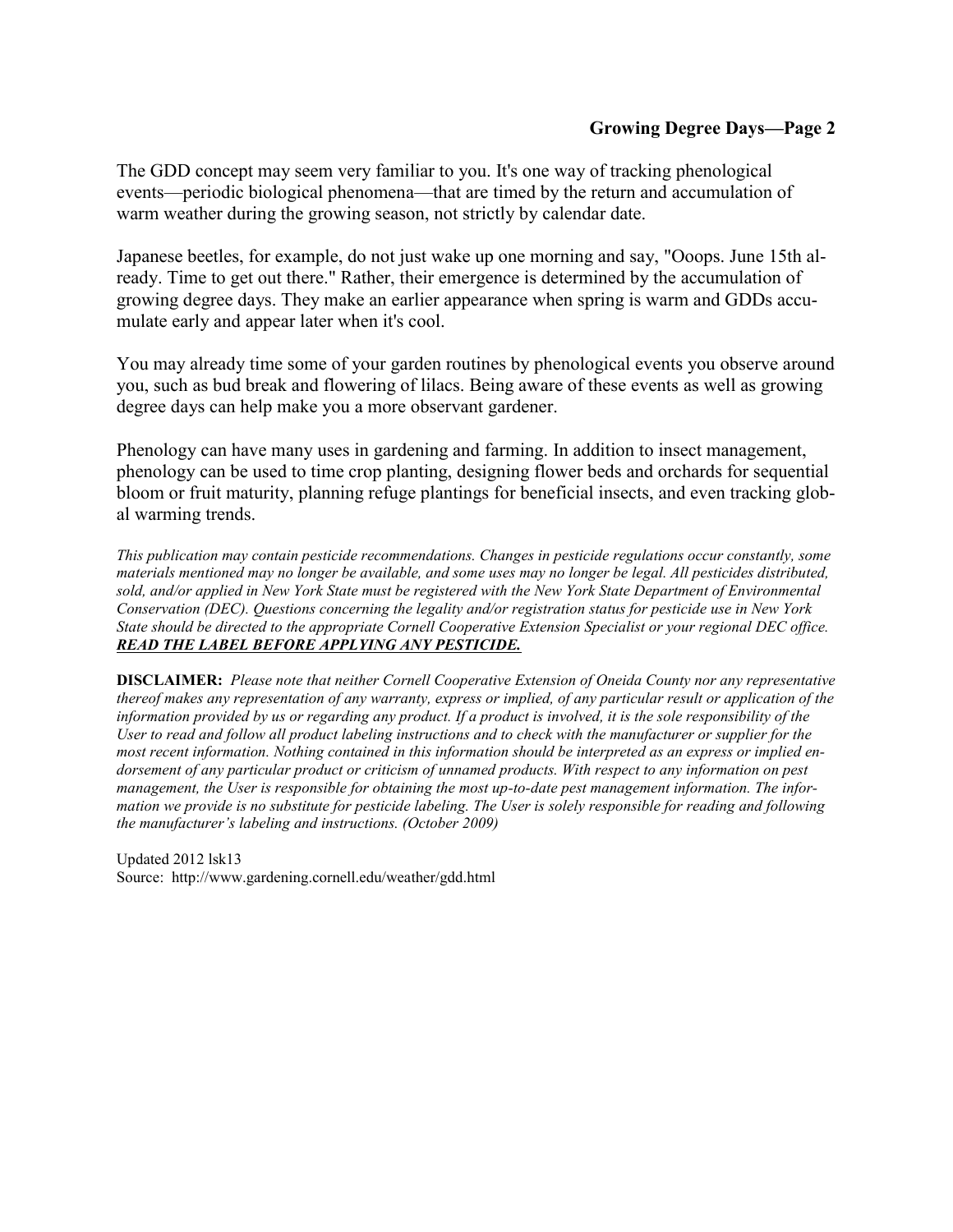The GDD concept may seem very familiar to you. It's one way of tracking phenological events—periodic biological phenomena—that are timed by the return and accumulation of warm weather during the growing season, not strictly by calendar date.

Japanese beetles, for example, do not just wake up one morning and say, "Ooops. June 15th already. Time to get out there." Rather, their emergence is determined by the accumulation of growing degree days. They make an earlier appearance when spring is warm and GDDs accumulate early and appear later when it's cool.

You may already time some of your garden routines by phenological events you observe around you, such as bud break and flowering of lilacs. Being aware of these events as well as growing degree days can help make you a more observant gardener.

Phenology can have many uses in gardening and farming. In addition to insect management, phenology can be used to time crop planting, designing flower beds and orchards for sequential bloom or fruit maturity, planning refuge plantings for beneficial insects, and even tracking global warming trends.

*This publication may contain pesticide recommendations. Changes in pesticide regulations occur constantly, some materials mentioned may no longer be available, and some uses may no longer be legal. All pesticides distributed, sold, and/or applied in New York State must be registered with the New York State Department of Environmental Conservation (DEC). Questions concerning the legality and/or registration status for pesticide use in New York State should be directed to the appropriate Cornell Cooperative Extension Specialist or your regional DEC office.* ***READ THE LABEL BEFORE APPLYING ANY PESTICIDE.***

**DISCLAIMER:** *Please note that neither Cornell Cooperative Extension of Oneida County nor any representative thereof makes any representation of any warranty, express or implied, of any particular result or application of the information provided by us or regarding any product. If a product is involved, it is the sole responsibility of the User to read and follow all product labeling instructions and to check with the manufacturer or supplier for the most recent information. Nothing contained in this information should be interpreted as an express or implied endorsement of any particular product or criticism of unnamed products. With respect to any information on pest management, the User is responsible for obtaining the most up-to-date pest management information. The information we provide is no substitute for pesticide labeling. The User is solely responsible for reading and following the manufacturer's labeling and instructions. (October 2009)*

Updated 2012 lsk13
Source: http://www.gardening.cornell.edu/weather/gdd.html